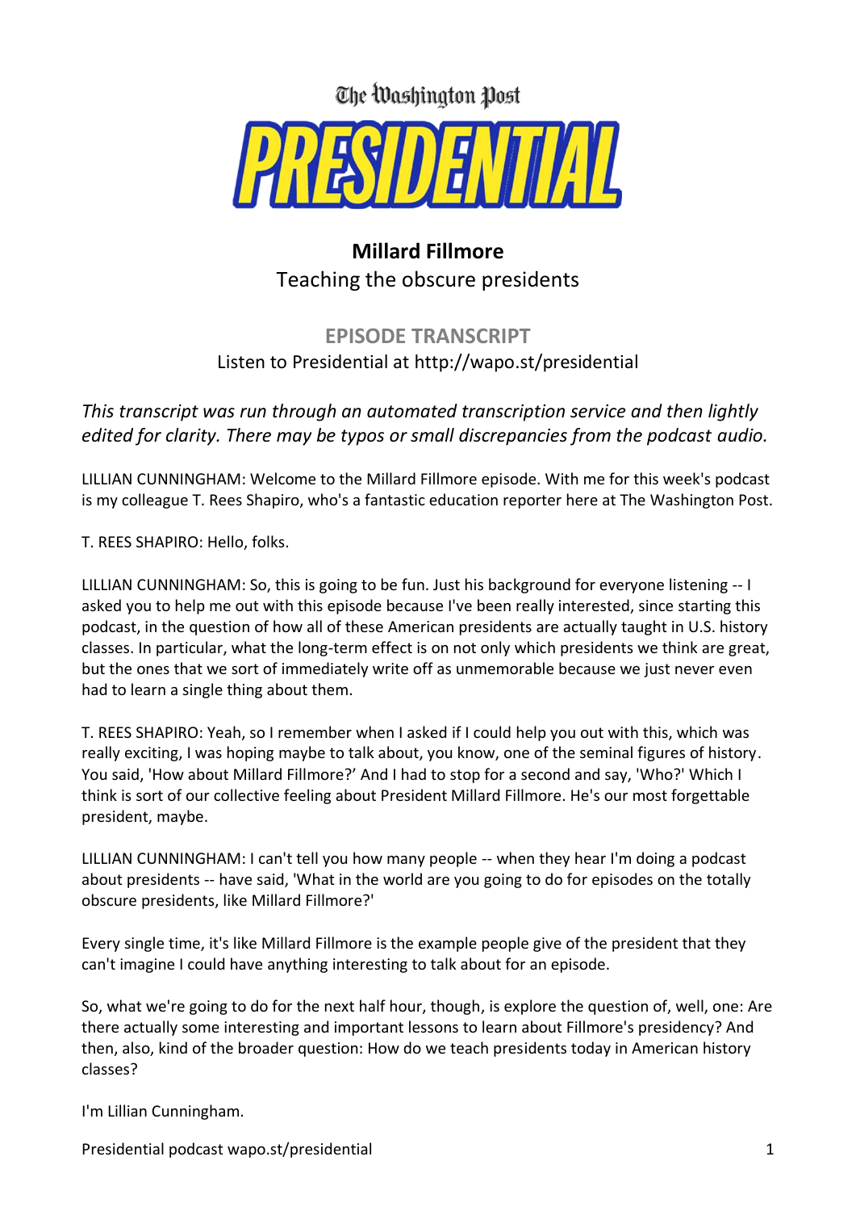The Washington Post

# PRESIDENTIAL

## Millard Fillmore

Teaching the obscure presidents

### EPISODE TRANSCRIPT

Listen to Presidential at http://wapo.st/presidential

*This transcript was run through an automated transcription service and then lightly edited for clarity. There may be typos or small discrepancies from the podcast audio.*

LILLIAN CUNNINGHAM: Welcome to the Millard Fillmore episode. With me for this week's podcast is my colleague T. Rees Shapiro, who's a fantastic education reporter here at The Washington Post.

T. REES SHAPIRO: Hello, folks.

LILLIAN CUNNINGHAM: So, this is going to be fun. Just his background for everyone listening -- I asked you to help me out with this episode because I've been really interested, since starting this podcast, in the question of how all of these American presidents are actually taught in U.S. history classes. In particular, what the long-term effect is on not only which presidents we think are great, but the ones that we sort of immediately write off as unmemorable because we just never even had to learn a single thing about them.

T. REES SHAPIRO: Yeah, so I remember when I asked if I could help you out with this, which was really exciting, I was hoping maybe to talk about, you know, one of the seminal figures of history. You said, 'How about Millard Fillmore?' And I had to stop for a second and say, 'Who?' Which I think is sort of our collective feeling about President Millard Fillmore. He's our most forgettable president, maybe.

LILLIAN CUNNINGHAM: I can't tell you how many people -- when they hear I'm doing a podcast about presidents -- have said, 'What in the world are you going to do for episodes on the totally obscure presidents, like Millard Fillmore?'

Every single time, it's like Millard Fillmore is the example people give of the president that they can't imagine I could have anything interesting to talk about for an episode.

So, what we're going to do for the next half hour, though, is explore the question of, well, one: Are there actually some interesting and important lessons to learn about Fillmore's presidency? And then, also, kind of the broader question: How do we teach presidents today in American history classes?

I'm Lillian Cunningham.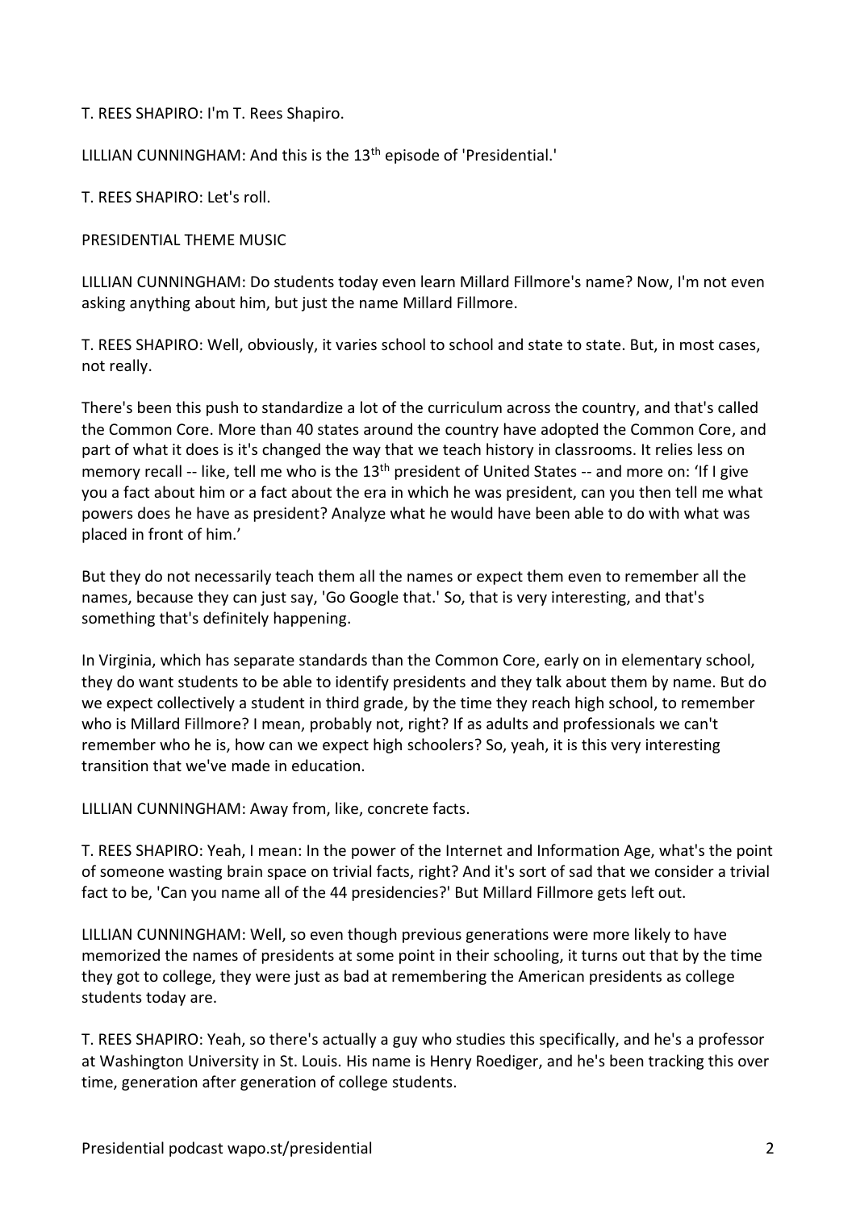T. REES SHAPIRO: I'm T. Rees Shapiro.

LILLIAN CUNNINGHAM: And this is the 13th episode of 'Presidential.'

T. REES SHAPIRO: Let's roll.

PRESIDENTIAL THEME MUSIC

LILLIAN CUNNINGHAM: Do students today even learn Millard Fillmore's name? Now, I'm not even asking anything about him, but just the name Millard Fillmore.

T. REES SHAPIRO: Well, obviously, it varies school to school and state to state. But, in most cases, not really.

There's been this push to standardize a lot of the curriculum across the country, and that's called the Common Core. More than 40 states around the country have adopted the Common Core, and part of what it does is it's changed the way that we teach history in classrooms. It relies less on memory recall -- like, tell me who is the 13th president of United States -- and more on: 'If I give you a fact about him or a fact about the era in which he was president, can you then tell me what powers does he have as president? Analyze what he would have been able to do with what was placed in front of him.'

But they do not necessarily teach them all the names or expect them even to remember all the names, because they can just say, 'Go Google that.' So, that is very interesting, and that's something that's definitely happening.

In Virginia, which has separate standards than the Common Core, early on in elementary school, they do want students to be able to identify presidents and they talk about them by name. But do we expect collectively a student in third grade, by the time they reach high school, to remember who is Millard Fillmore? I mean, probably not, right? If as adults and professionals we can't remember who he is, how can we expect high schoolers? So, yeah, it is this very interesting transition that we've made in education.

LILLIAN CUNNINGHAM: Away from, like, concrete facts.

T. REES SHAPIRO: Yeah, I mean: In the power of the Internet and Information Age, what's the point of someone wasting brain space on trivial facts, right? And it's sort of sad that we consider a trivial fact to be, 'Can you name all of the 44 presidencies?' But Millard Fillmore gets left out.

LILLIAN CUNNINGHAM: Well, so even though previous generations were more likely to have memorized the names of presidents at some point in their schooling, it turns out that by the time they got to college, they were just as bad at remembering the American presidents as college students today are.

T. REES SHAPIRO: Yeah, so there's actually a guy who studies this specifically, and he's a professor at Washington University in St. Louis. His name is Henry Roediger, and he's been tracking this over time, generation after generation of college students.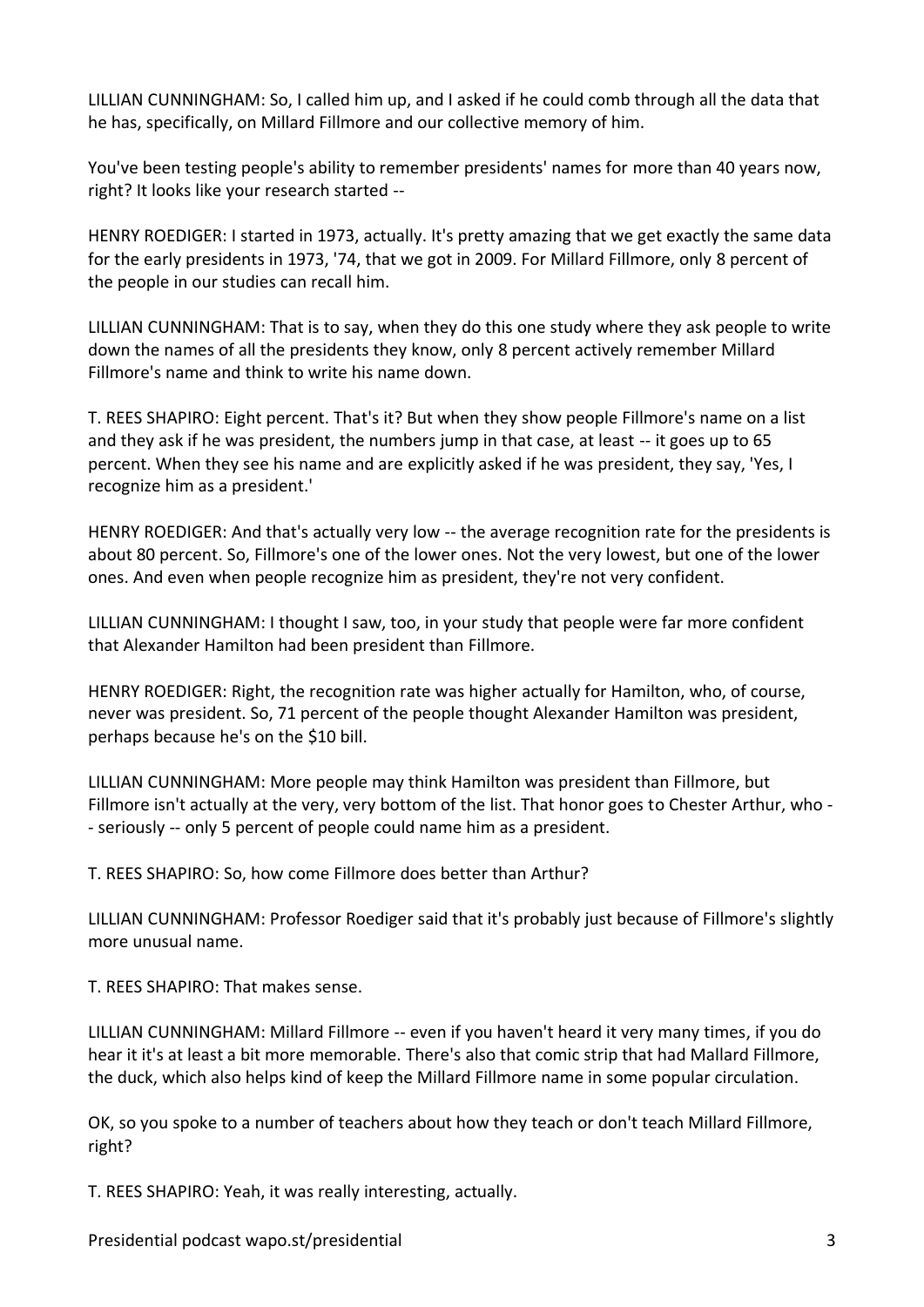LILLIAN CUNNINGHAM: So, I called him up, and I asked if he could comb through all the data that he has, specifically, on Millard Fillmore and our collective memory of him.

You've been testing people's ability to remember presidents' names for more than 40 years now, right? It looks like your research started --

HENRY ROEDIGER: I started in 1973, actually. It's pretty amazing that we get exactly the same data for the early presidents in 1973, '74, that we got in 2009. For Millard Fillmore, only 8 percent of the people in our studies can recall him.

LILLIAN CUNNINGHAM: That is to say, when they do this one study where they ask people to write down the names of all the presidents they know, only 8 percent actively remember Millard Fillmore's name and think to write his name down.

T. REES SHAPIRO: Eight percent. That's it? But when they show people Fillmore's name on a list and they ask if he was president, the numbers jump in that case, at least -- it goes up to 65 percent. When they see his name and are explicitly asked if he was president, they say, 'Yes, I recognize him as a president.'

HENRY ROEDIGER: And that's actually very low -- the average recognition rate for the presidents is about 80 percent. So, Fillmore's one of the lower ones. Not the very lowest, but one of the lower ones. And even when people recognize him as president, they're not very confident.

LILLIAN CUNNINGHAM: I thought I saw, too, in your study that people were far more confident that Alexander Hamilton had been president than Fillmore.

HENRY ROEDIGER: Right, the recognition rate was higher actually for Hamilton, who, of course, never was president. So, 71 percent of the people thought Alexander Hamilton was president, perhaps because he's on the $10 bill.

LILLIAN CUNNINGHAM: More people may think Hamilton was president than Fillmore, but Fillmore isn't actually at the very, very bottom of the list. That honor goes to Chester Arthur, who -- seriously -- only 5 percent of people could name him as a president.

T. REES SHAPIRO: So, how come Fillmore does better than Arthur?

LILLIAN CUNNINGHAM: Professor Roediger said that it's probably just because of Fillmore's slightly more unusual name.

T. REES SHAPIRO: That makes sense.

LILLIAN CUNNINGHAM: Millard Fillmore -- even if you haven't heard it very many times, if you do hear it it's at least a bit more memorable. There's also that comic strip that had Mallard Fillmore, the duck, which also helps kind of keep the Millard Fillmore name in some popular circulation.

OK, so you spoke to a number of teachers about how they teach or don't teach Millard Fillmore, right?

T. REES SHAPIRO: Yeah, it was really interesting, actually.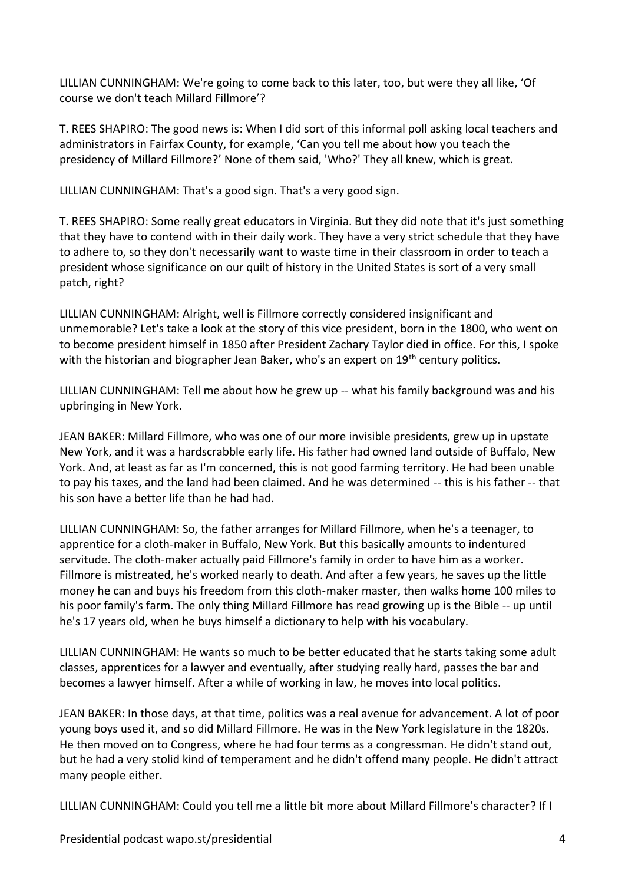LILLIAN CUNNINGHAM: We're going to come back to this later, too, but were they all like, 'Of course we don't teach Millard Fillmore'?

T. REES SHAPIRO: The good news is: When I did sort of this informal poll asking local teachers and administrators in Fairfax County, for example, 'Can you tell me about how you teach the presidency of Millard Fillmore?' None of them said, 'Who?' They all knew, which is great.

LILLIAN CUNNINGHAM: That's a good sign. That's a very good sign.

T. REES SHAPIRO: Some really great educators in Virginia. But they did note that it's just something that they have to contend with in their daily work. They have a very strict schedule that they have to adhere to, so they don't necessarily want to waste time in their classroom in order to teach a president whose significance on our quilt of history in the United States is sort of a very small patch, right?

LILLIAN CUNNINGHAM: Alright, well is Fillmore correctly considered insignificant and unmemorable? Let's take a look at the story of this vice president, born in the 1800, who went on to become president himself in 1850 after President Zachary Taylor died in office. For this, I spoke with the historian and biographer Jean Baker, who's an expert on 19th century politics.

LILLIAN CUNNINGHAM: Tell me about how he grew up -- what his family background was and his upbringing in New York.

JEAN BAKER: Millard Fillmore, who was one of our more invisible presidents, grew up in upstate New York, and it was a hardscrabble early life. His father had owned land outside of Buffalo, New York. And, at least as far as I'm concerned, this is not good farming territory. He had been unable to pay his taxes, and the land had been claimed. And he was determined -- this is his father -- that his son have a better life than he had had.

LILLIAN CUNNINGHAM: So, the father arranges for Millard Fillmore, when he's a teenager, to apprentice for a cloth-maker in Buffalo, New York. But this basically amounts to indentured servitude. The cloth-maker actually paid Fillmore's family in order to have him as a worker. Fillmore is mistreated, he's worked nearly to death. And after a few years, he saves up the little money he can and buys his freedom from this cloth-maker master, then walks home 100 miles to his poor family's farm. The only thing Millard Fillmore has read growing up is the Bible -- up until he's 17 years old, when he buys himself a dictionary to help with his vocabulary.

LILLIAN CUNNINGHAM: He wants so much to be better educated that he starts taking some adult classes, apprentices for a lawyer and eventually, after studying really hard, passes the bar and becomes a lawyer himself. After a while of working in law, he moves into local politics.

JEAN BAKER: In those days, at that time, politics was a real avenue for advancement. A lot of poor young boys used it, and so did Millard Fillmore. He was in the New York legislature in the 1820s. He then moved on to Congress, where he had four terms as a congressman. He didn't stand out, but he had a very stolid kind of temperament and he didn't offend many people. He didn't attract many people either.

LILLIAN CUNNINGHAM: Could you tell me a little bit more about Millard Fillmore's character? If I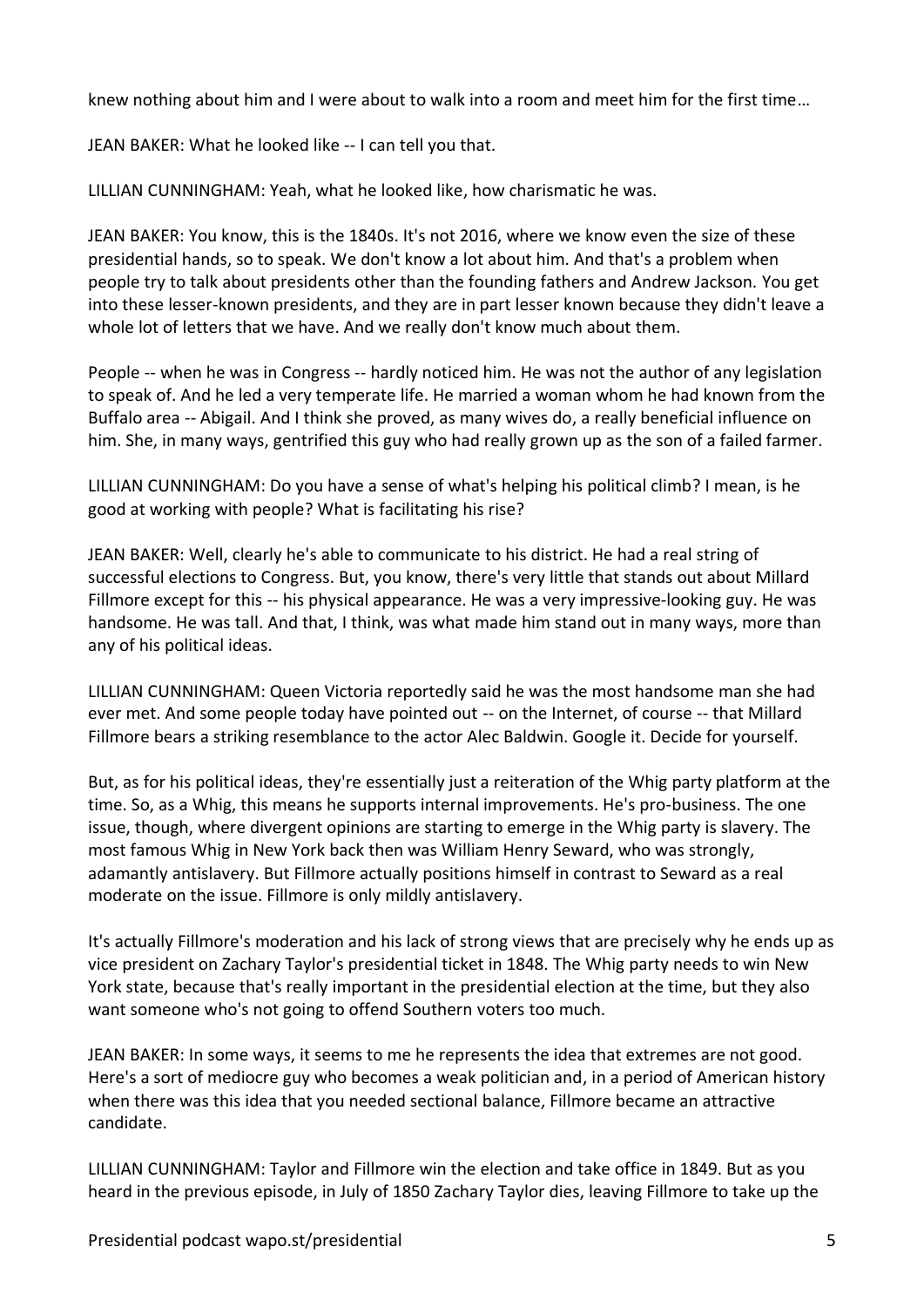knew nothing about him and I were about to walk into a room and meet him for the first time…

JEAN BAKER: What he looked like -- I can tell you that.

LILLIAN CUNNINGHAM: Yeah, what he looked like, how charismatic he was.

JEAN BAKER: You know, this is the 1840s. It's not 2016, where we know even the size of these presidential hands, so to speak. We don't know a lot about him. And that's a problem when people try to talk about presidents other than the founding fathers and Andrew Jackson. You get into these lesser-known presidents, and they are in part lesser known because they didn't leave a whole lot of letters that we have. And we really don't know much about them.

People -- when he was in Congress -- hardly noticed him. He was not the author of any legislation to speak of. And he led a very temperate life. He married a woman whom he had known from the Buffalo area -- Abigail. And I think she proved, as many wives do, a really beneficial influence on him. She, in many ways, gentrified this guy who had really grown up as the son of a failed farmer.

LILLIAN CUNNINGHAM: Do you have a sense of what's helping his political climb? I mean, is he good at working with people? What is facilitating his rise?

JEAN BAKER: Well, clearly he's able to communicate to his district. He had a real string of successful elections to Congress. But, you know, there's very little that stands out about Millard Fillmore except for this -- his physical appearance. He was a very impressive-looking guy. He was handsome. He was tall. And that, I think, was what made him stand out in many ways, more than any of his political ideas.

LILLIAN CUNNINGHAM: Queen Victoria reportedly said he was the most handsome man she had ever met. And some people today have pointed out -- on the Internet, of course -- that Millard Fillmore bears a striking resemblance to the actor Alec Baldwin. Google it. Decide for yourself.

But, as for his political ideas, they're essentially just a reiteration of the Whig party platform at the time. So, as a Whig, this means he supports internal improvements. He's pro-business. The one issue, though, where divergent opinions are starting to emerge in the Whig party is slavery. The most famous Whig in New York back then was William Henry Seward, who was strongly, adamantly antislavery. But Fillmore actually positions himself in contrast to Seward as a real moderate on the issue. Fillmore is only mildly antislavery.

It's actually Fillmore's moderation and his lack of strong views that are precisely why he ends up as vice president on Zachary Taylor's presidential ticket in 1848. The Whig party needs to win New York state, because that's really important in the presidential election at the time, but they also want someone who's not going to offend Southern voters too much.

JEAN BAKER: In some ways, it seems to me he represents the idea that extremes are not good. Here's a sort of mediocre guy who becomes a weak politician and, in a period of American history when there was this idea that you needed sectional balance, Fillmore became an attractive candidate.

LILLIAN CUNNINGHAM: Taylor and Fillmore win the election and take office in 1849. But as you heard in the previous episode, in July of 1850 Zachary Taylor dies, leaving Fillmore to take up the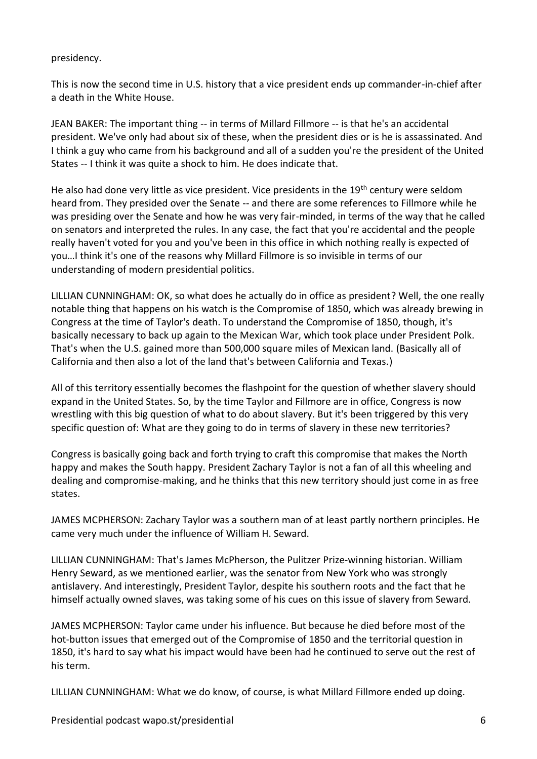presidency.

This is now the second time in U.S. history that a vice president ends up commander-in-chief after a death in the White House.

JEAN BAKER: The important thing -- in terms of Millard Fillmore -- is that he's an accidental president. We've only had about six of these, when the president dies or is he is assassinated. And I think a guy who came from his background and all of a sudden you're the president of the United States -- I think it was quite a shock to him. He does indicate that.

He also had done very little as vice president. Vice presidents in the 19th century were seldom heard from. They presided over the Senate -- and there are some references to Fillmore while he was presiding over the Senate and how he was very fair-minded, in terms of the way that he called on senators and interpreted the rules. In any case, the fact that you're accidental and the people really haven't voted for you and you've been in this office in which nothing really is expected of you…I think it's one of the reasons why Millard Fillmore is so invisible in terms of our understanding of modern presidential politics.

LILLIAN CUNNINGHAM: OK, so what does he actually do in office as president? Well, the one really notable thing that happens on his watch is the Compromise of 1850, which was already brewing in Congress at the time of Taylor's death. To understand the Compromise of 1850, though, it's basically necessary to back up again to the Mexican War, which took place under President Polk. That's when the U.S. gained more than 500,000 square miles of Mexican land. (Basically all of California and then also a lot of the land that's between California and Texas.)

All of this territory essentially becomes the flashpoint for the question of whether slavery should expand in the United States. So, by the time Taylor and Fillmore are in office, Congress is now wrestling with this big question of what to do about slavery. But it's been triggered by this very specific question of: What are they going to do in terms of slavery in these new territories?

Congress is basically going back and forth trying to craft this compromise that makes the North happy and makes the South happy. President Zachary Taylor is not a fan of all this wheeling and dealing and compromise-making, and he thinks that this new territory should just come in as free states.

JAMES MCPHERSON: Zachary Taylor was a southern man of at least partly northern principles. He came very much under the influence of William H. Seward.

LILLIAN CUNNINGHAM: That's James McPherson, the Pulitzer Prize-winning historian. William Henry Seward, as we mentioned earlier, was the senator from New York who was strongly antislavery. And interestingly, President Taylor, despite his southern roots and the fact that he himself actually owned slaves, was taking some of his cues on this issue of slavery from Seward.

JAMES MCPHERSON: Taylor came under his influence. But because he died before most of the hot-button issues that emerged out of the Compromise of 1850 and the territorial question in 1850, it's hard to say what his impact would have been had he continued to serve out the rest of his term.

LILLIAN CUNNINGHAM: What we do know, of course, is what Millard Fillmore ended up doing.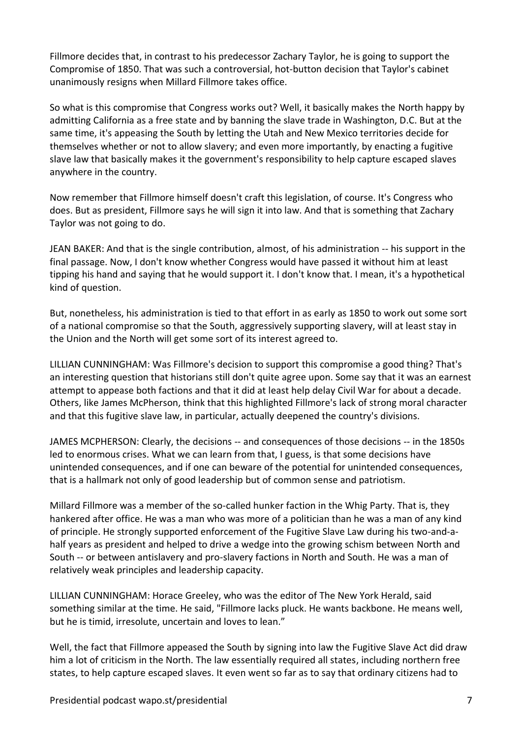Fillmore decides that, in contrast to his predecessor Zachary Taylor, he is going to support the Compromise of 1850. That was such a controversial, hot-button decision that Taylor's cabinet unanimously resigns when Millard Fillmore takes office.

So what is this compromise that Congress works out? Well, it basically makes the North happy by admitting California as a free state and by banning the slave trade in Washington, D.C. But at the same time, it's appeasing the South by letting the Utah and New Mexico territories decide for themselves whether or not to allow slavery; and even more importantly, by enacting a fugitive slave law that basically makes it the government's responsibility to help capture escaped slaves anywhere in the country.

Now remember that Fillmore himself doesn't craft this legislation, of course. It's Congress who does. But as president, Fillmore says he will sign it into law. And that is something that Zachary Taylor was not going to do.

JEAN BAKER: And that is the single contribution, almost, of his administration -- his support in the final passage. Now, I don't know whether Congress would have passed it without him at least tipping his hand and saying that he would support it. I don't know that. I mean, it's a hypothetical kind of question.

But, nonetheless, his administration is tied to that effort in as early as 1850 to work out some sort of a national compromise so that the South, aggressively supporting slavery, will at least stay in the Union and the North will get some sort of its interest agreed to.

LILLIAN CUNNINGHAM: Was Fillmore's decision to support this compromise a good thing? That's an interesting question that historians still don't quite agree upon. Some say that it was an earnest attempt to appease both factions and that it did at least help delay Civil War for about a decade. Others, like James McPherson, think that this highlighted Fillmore's lack of strong moral character and that this fugitive slave law, in particular, actually deepened the country's divisions.

JAMES MCPHERSON: Clearly, the decisions -- and consequences of those decisions -- in the 1850s led to enormous crises. What we can learn from that, I guess, is that some decisions have unintended consequences, and if one can beware of the potential for unintended consequences, that is a hallmark not only of good leadership but of common sense and patriotism.

Millard Fillmore was a member of the so-called hunker faction in the Whig Party. That is, they hankered after office. He was a man who was more of a politician than he was a man of any kind of principle. He strongly supported enforcement of the Fugitive Slave Law during his two-and-a-half years as president and helped to drive a wedge into the growing schism between North and South -- or between antislavery and pro-slavery factions in North and South. He was a man of relatively weak principles and leadership capacity.

LILLIAN CUNNINGHAM: Horace Greeley, who was the editor of The New York Herald, said something similar at the time. He said, "Fillmore lacks pluck. He wants backbone. He means well, but he is timid, irresolute, uncertain and loves to lean."

Well, the fact that Fillmore appeased the South by signing into law the Fugitive Slave Act did draw him a lot of criticism in the North. The law essentially required all states, including northern free states, to help capture escaped slaves. It even went so far as to say that ordinary citizens had to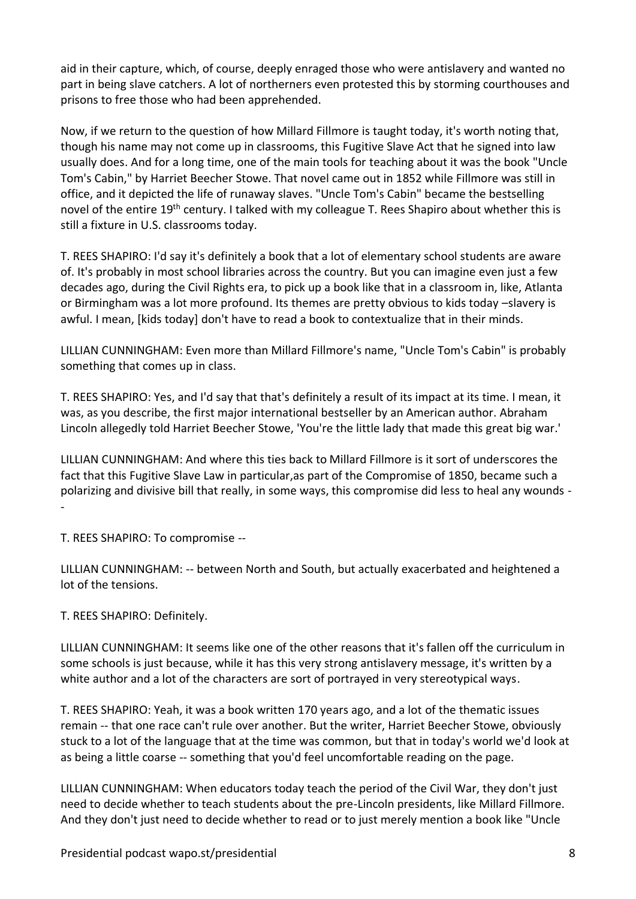aid in their capture, which, of course, deeply enraged those who were antislavery and wanted no part in being slave catchers. A lot of northerners even protested this by storming courthouses and prisons to free those who had been apprehended.

Now, if we return to the question of how Millard Fillmore is taught today, it's worth noting that, though his name may not come up in classrooms, this Fugitive Slave Act that he signed into law usually does. And for a long time, one of the main tools for teaching about it was the book "Uncle Tom's Cabin," by Harriet Beecher Stowe. That novel came out in 1852 while Fillmore was still in office, and it depicted the life of runaway slaves. "Uncle Tom's Cabin" became the bestselling novel of the entire 19th century. I talked with my colleague T. Rees Shapiro about whether this is still a fixture in U.S. classrooms today.

T. REES SHAPIRO: I'd say it's definitely a book that a lot of elementary school students are aware of. It's probably in most school libraries across the country. But you can imagine even just a few decades ago, during the Civil Rights era, to pick up a book like that in a classroom in, like, Atlanta or Birmingham was a lot more profound. Its themes are pretty obvious to kids today –slavery is awful. I mean, [kids today] don't have to read a book to contextualize that in their minds.

LILLIAN CUNNINGHAM: Even more than Millard Fillmore's name, "Uncle Tom's Cabin" is probably something that comes up in class.

T. REES SHAPIRO: Yes, and I'd say that that's definitely a result of its impact at its time. I mean, it was, as you describe, the first major international bestseller by an American author. Abraham Lincoln allegedly told Harriet Beecher Stowe, 'You're the little lady that made this great big war.'

LILLIAN CUNNINGHAM: And where this ties back to Millard Fillmore is it sort of underscores the fact that this Fugitive Slave Law in particular,as part of the Compromise of 1850, became such a polarizing and divisive bill that really, in some ways, this compromise did less to heal any wounds --

T. REES SHAPIRO: To compromise --

LILLIAN CUNNINGHAM: -- between North and South, but actually exacerbated and heightened a lot of the tensions.

T. REES SHAPIRO: Definitely.

LILLIAN CUNNINGHAM: It seems like one of the other reasons that it's fallen off the curriculum in some schools is just because, while it has this very strong antislavery message, it's written by a white author and a lot of the characters are sort of portrayed in very stereotypical ways.

T. REES SHAPIRO: Yeah, it was a book written 170 years ago, and a lot of the thematic issues remain -- that one race can't rule over another. But the writer, Harriet Beecher Stowe, obviously stuck to a lot of the language that at the time was common, but that in today's world we'd look at as being a little coarse -- something that you'd feel uncomfortable reading on the page.

LILLIAN CUNNINGHAM: When educators today teach the period of the Civil War, they don't just need to decide whether to teach students about the pre-Lincoln presidents, like Millard Fillmore. And they don't just need to decide whether to read or to just merely mention a book like "Uncle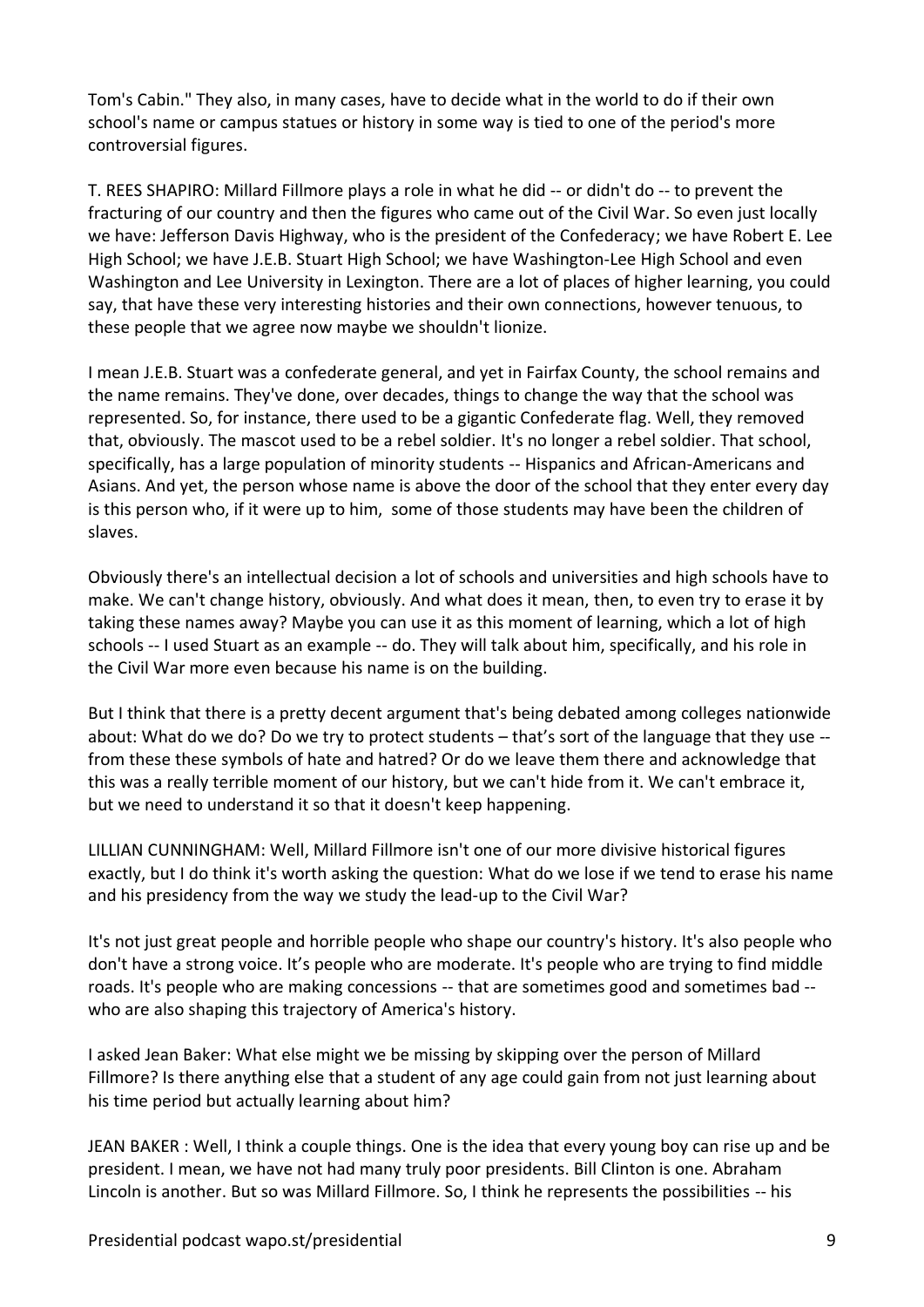Tom's Cabin." They also, in many cases, have to decide what in the world to do if their own school's name or campus statues or history in some way is tied to one of the period's more controversial figures.

T. REES SHAPIRO: Millard Fillmore plays a role in what he did -- or didn't do -- to prevent the fracturing of our country and then the figures who came out of the Civil War. So even just locally we have: Jefferson Davis Highway, who is the president of the Confederacy; we have Robert E. Lee High School; we have J.E.B. Stuart High School; we have Washington-Lee High School and even Washington and Lee University in Lexington. There are a lot of places of higher learning, you could say, that have these very interesting histories and their own connections, however tenuous, to these people that we agree now maybe we shouldn't lionize.

I mean J.E.B. Stuart was a confederate general, and yet in Fairfax County, the school remains and the name remains. They've done, over decades, things to change the way that the school was represented. So, for instance, there used to be a gigantic Confederate flag. Well, they removed that, obviously. The mascot used to be a rebel soldier. It's no longer a rebel soldier. That school, specifically, has a large population of minority students -- Hispanics and African-Americans and Asians. And yet, the person whose name is above the door of the school that they enter every day is this person who, if it were up to him, some of those students may have been the children of slaves.

Obviously there's an intellectual decision a lot of schools and universities and high schools have to make. We can't change history, obviously. And what does it mean, then, to even try to erase it by taking these names away? Maybe you can use it as this moment of learning, which a lot of high schools -- I used Stuart as an example -- do. They will talk about him, specifically, and his role in the Civil War more even because his name is on the building.

But I think that there is a pretty decent argument that's being debated among colleges nationwide about: What do we do? Do we try to protect students – that's sort of the language that they use -- from these these symbols of hate and hatred? Or do we leave them there and acknowledge that this was a really terrible moment of our history, but we can't hide from it. We can't embrace it, but we need to understand it so that it doesn't keep happening.

LILLIAN CUNNINGHAM: Well, Millard Fillmore isn't one of our more divisive historical figures exactly, but I do think it's worth asking the question: What do we lose if we tend to erase his name and his presidency from the way we study the lead-up to the Civil War?

It's not just great people and horrible people who shape our country's history. It's also people who don't have a strong voice. It's people who are moderate. It's people who are trying to find middle roads. It's people who are making concessions -- that are sometimes good and sometimes bad -- who are also shaping this trajectory of America's history.

I asked Jean Baker: What else might we be missing by skipping over the person of Millard Fillmore? Is there anything else that a student of any age could gain from not just learning about his time period but actually learning about him?

JEAN BAKER : Well, I think a couple things. One is the idea that every young boy can rise up and be president. I mean, we have not had many truly poor presidents. Bill Clinton is one. Abraham Lincoln is another. But so was Millard Fillmore. So, I think he represents the possibilities -- his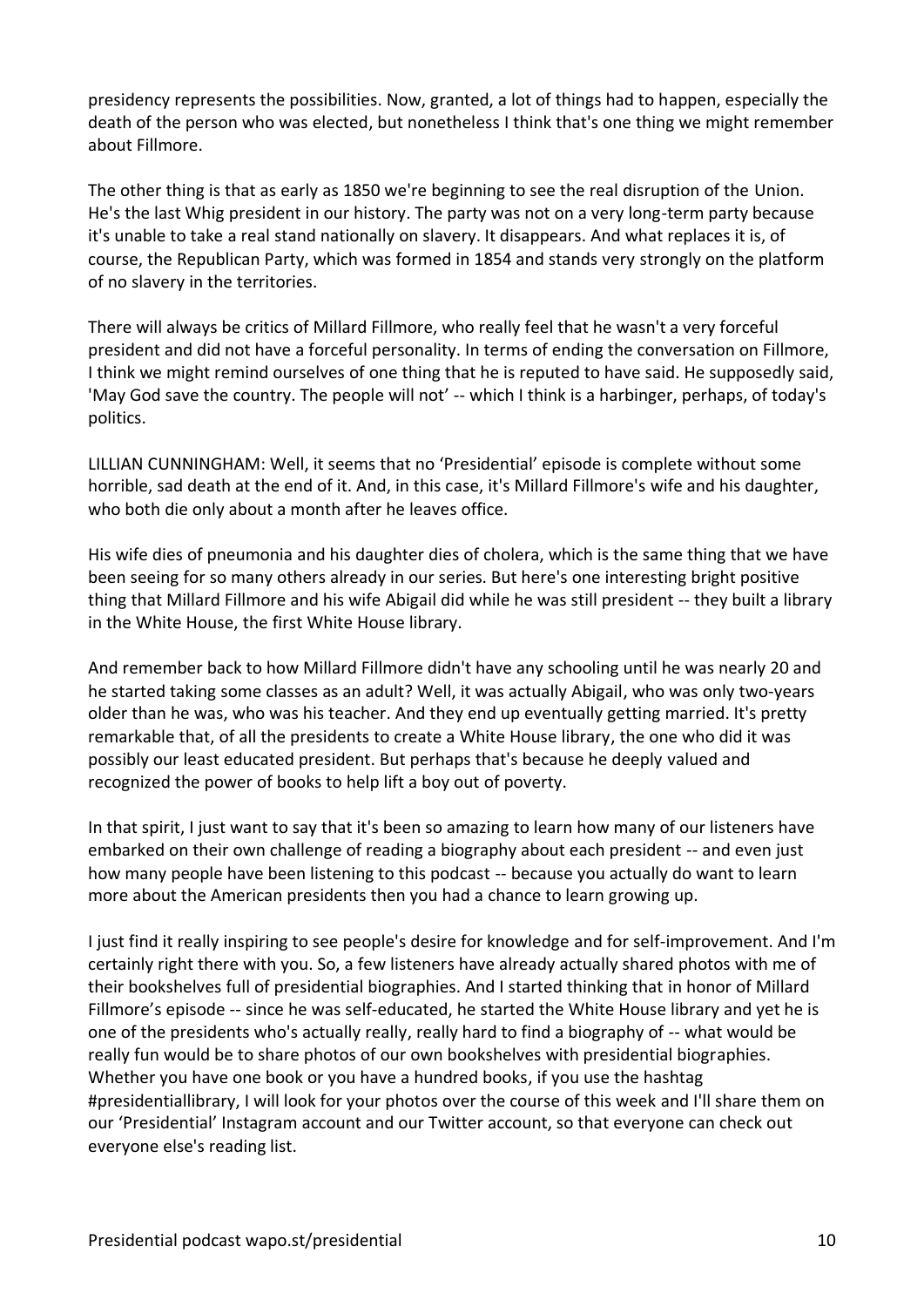presidency represents the possibilities. Now, granted, a lot of things had to happen, especially the death of the person who was elected, but nonetheless I think that's one thing we might remember about Fillmore.

The other thing is that as early as 1850 we're beginning to see the real disruption of the Union. He's the last Whig president in our history. The party was not on a very long-term party because it's unable to take a real stand nationally on slavery. It disappears. And what replaces it is, of course, the Republican Party, which was formed in 1854 and stands very strongly on the platform of no slavery in the territories.

There will always be critics of Millard Fillmore, who really feel that he wasn't a very forceful president and did not have a forceful personality. In terms of ending the conversation on Fillmore, I think we might remind ourselves of one thing that he is reputed to have said. He supposedly said, 'May God save the country. The people will not' -- which I think is a harbinger, perhaps, of today's politics.

LILLIAN CUNNINGHAM: Well, it seems that no 'Presidential' episode is complete without some horrible, sad death at the end of it. And, in this case, it's Millard Fillmore's wife and his daughter, who both die only about a month after he leaves office.

His wife dies of pneumonia and his daughter dies of cholera, which is the same thing that we have been seeing for so many others already in our series. But here's one interesting bright positive thing that Millard Fillmore and his wife Abigail did while he was still president -- they built a library in the White House, the first White House library.

And remember back to how Millard Fillmore didn't have any schooling until he was nearly 20 and he started taking some classes as an adult? Well, it was actually Abigail, who was only two-years older than he was, who was his teacher. And they end up eventually getting married. It's pretty remarkable that, of all the presidents to create a White House library, the one who did it was possibly our least educated president. But perhaps that's because he deeply valued and recognized the power of books to help lift a boy out of poverty.

In that spirit, I just want to say that it's been so amazing to learn how many of our listeners have embarked on their own challenge of reading a biography about each president -- and even just how many people have been listening to this podcast -- because you actually do want to learn more about the American presidents then you had a chance to learn growing up.

I just find it really inspiring to see people's desire for knowledge and for self-improvement. And I'm certainly right there with you. So, a few listeners have already actually shared photos with me of their bookshelves full of presidential biographies. And I started thinking that in honor of Millard Fillmore's episode -- since he was self-educated, he started the White House library and yet he is one of the presidents who's actually really, really hard to find a biography of -- what would be really fun would be to share photos of our own bookshelves with presidential biographies. Whether you have one book or you have a hundred books, if you use the hashtag #presidentiallibrary, I will look for your photos over the course of this week and I'll share them on our 'Presidential' Instagram account and our Twitter account, so that everyone can check out everyone else's reading list.